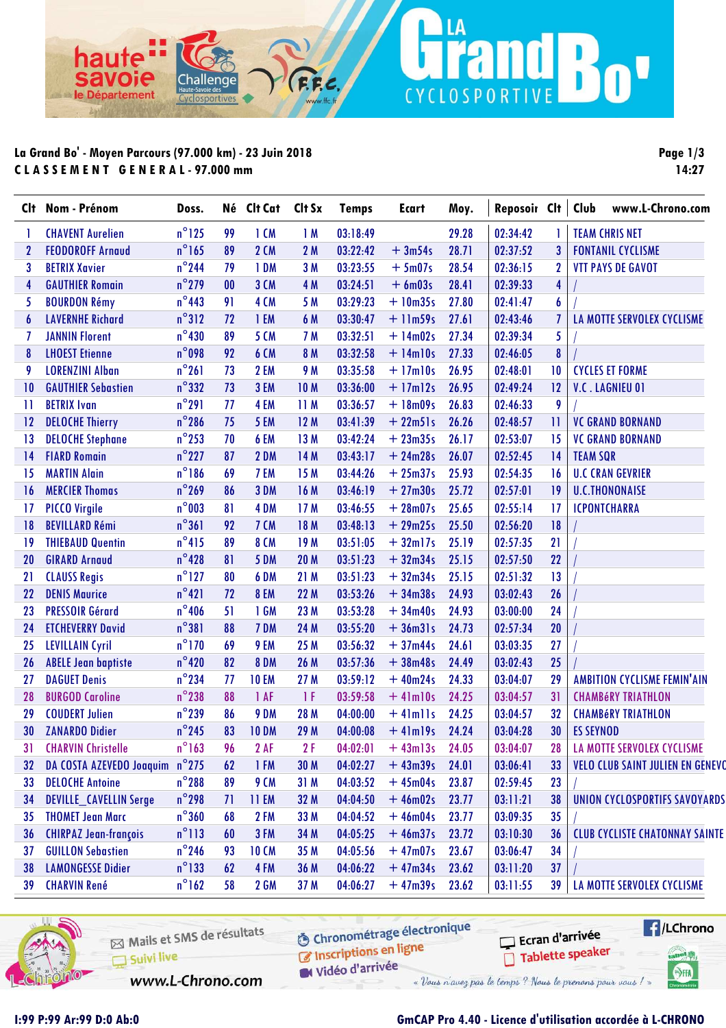La Grand Bo' - Moyen Parcours (97.000 km) - 23 Juin 2018

**CLASSEMENT GENERAL - 97.000 mm**

14:27

| Clt | Nom - Prénom | Doss. | Né | Clt Cat | Clt Sx | Temps | Ecart | Moy. | Reposoir | Clt | Club www.L-Chrono.com |
|---|---|---|---|---|---|---|---|---|---|---|---|
| 1 | CHAVENT Aurelien | n°125 | 99 | 1 CM | 1 M | 03:18:49 | | 29.28 | 02:34:42 | 1 | TEAM CHRIS NET |
| 2 | FEODOROFF Arnaud | n°165 | 89 | 2 CM | 2 M | 03:22:42 | + 3m54s | 28.71 | 02:37:52 | 3 | FONTANIL CYCLISME |
| 3 | BETRIX Xavier | n°244 | 79 | 1 DM | 3 M | 03:23:55 | + 5m07s | 28.54 | 02:36:15 | 2 | VTT PAYS DE GAVOT |
| 4 | GAUTHIER Romain | n°279 | 00 | 3 CM | 4 M | 03:24:51 | + 6m03s | 28.41 | 02:39:33 | 4 | / |
| 5 | BOURDON Rémy | n°443 | 91 | 4 CM | 5 M | 03:29:23 | + 10m35s | 27.80 | 02:41:47 | 6 | / |
| 6 | LAVERNHE Richard | n°312 | 72 | 1 EM | 6 M | 03:30:47 | + 11m59s | 27.61 | 02:43:46 | 7 | LA MOTTE SERVOLEX CYCLISME |
| 7 | JANNIN Florent | n°430 | 89 | 5 CM | 7 M | 03:32:51 | + 14m02s | 27.34 | 02:39:34 | 5 | / |
| 8 | LHOEST Etienne | n°098 | 92 | 6 CM | 8 M | 03:32:58 | + 14m10s | 27.33 | 02:46:05 | 8 | / |
| 9 | LORENZINI Alban | n°261 | 73 | 2 EM | 9 M | 03:35:58 | + 17m10s | 26.95 | 02:48:01 | 10 | CYCLES ET FORME |
| 10 | GAUTHIER Sebastien | n°332 | 73 | 3 EM | 10 M | 03:36:00 | + 17m12s | 26.95 | 02:49:24 | 12 | V.C . LAGNIEU 01 |
| 11 | BETRIX Ivan | n°291 | 77 | 4 EM | 11 M | 03:36:57 | + 18m09s | 26.83 | 02:46:33 | 9 | / |
| 12 | DELOCHE Thierry | n°286 | 75 | 5 EM | 12 M | 03:41:39 | + 22m51s | 26.26 | 02:48:57 | 11 | VC GRAND BORNAND |
| 13 | DELOCHE Stephane | n°253 | 70 | 6 EM | 13 M | 03:42:24 | + 23m35s | 26.17 | 02:53:07 | 15 | VC GRAND BORNAND |
| 14 | FIARD Romain | n°227 | 87 | 2 DM | 14 M | 03:43:17 | + 24m28s | 26.07 | 02:52:45 | 14 | TEAM SQR |
| 15 | MARTIN Alain | n°186 | 69 | 7 EM | 15 M | 03:44:26 | + 25m37s | 25.93 | 02:54:35 | 16 | U.C CRAN GEVRIER |
| 16 | MERCIER Thomas | n°269 | 86 | 3 DM | 16 M | 03:46:19 | + 27m30s | 25.72 | 02:57:01 | 19 | U.C.THONONAISE |
| 17 | PICCO Virgile | n°003 | 81 | 4 DM | 17 M | 03:46:55 | + 28m07s | 25.65 | 02:55:14 | 17 | ICPONTCHARRA |
| 18 | BEVILLARD Rémi | n°361 | 92 | 7 CM | 18 M | 03:48:13 | + 29m25s | 25.50 | 02:56:20 | 18 | / |
| 19 | THIEBAUD Quentin | n°415 | 89 | 8 CM | 19 M | 03:51:05 | + 32m17s | 25.19 | 02:57:35 | 21 | / |
| 20 | GIRARD Arnaud | n°428 | 81 | 5 DM | 20 M | 03:51:23 | + 32m34s | 25.15 | 02:57:50 | 22 | / |
| 21 | CLAUSS Regis | n°127 | 80 | 6 DM | 21 M | 03:51:23 | + 32m34s | 25.15 | 02:51:32 | 13 | / |
| 22 | DENIS Maurice | n°421 | 72 | 8 EM | 22 M | 03:53:26 | + 34m38s | 24.93 | 03:02:43 | 26 | / |
| 23 | PRESSOIR Gérard | n°406 | 51 | 1 GM | 23 M | 03:53:28 | + 34m40s | 24.93 | 03:00:00 | 24 | / |
| 24 | ETCHEVERRY David | n°381 | 88 | 7 DM | 24 M | 03:55:20 | + 36m31s | 24.73 | 02:57:34 | 20 | / |
| 25 | LEVILLAIN Cyril | n°170 | 69 | 9 EM | 25 M | 03:56:32 | + 37m44s | 24.61 | 03:03:35 | 27 | / |
| 26 | ABELE Jean baptiste | n°420 | 82 | 8 DM | 26 M | 03:57:36 | + 38m48s | 24.49 | 03:02:43 | 25 | / |
| 27 | DAGUET Denis | n°234 | 77 | 10 EM | 27 M | 03:59:12 | + 40m24s | 24.33 | 03:04:07 | 29 | AMBITION CYCLISME FEMIN'AIN |
| 28 | BURGOD Caroline | n°238 | 88 | 1 AF | 1 F | 03:59:58 | + 41m10s | 24.25 | 03:04:57 | 31 | CHAMBéRY TRIATHLON |
| 29 | COUDERT Julien | n°239 | 86 | 9 DM | 28 M | 04:00:00 | + 41m11s | 24.25 | 03:04:57 | 32 | CHAMBéRY TRIATHLON |
| 30 | ZANARDO Didier | n°245 | 83 | 10 DM | 29 M | 04:00:08 | + 41m19s | 24.24 | 03:04:28 | 30 | ES SEYNOD |
| 31 | CHARVIN Christelle | n°163 | 96 | 2 AF | 2 F | 04:02:01 | + 43m13s | 24.05 | 03:04:07 | 28 | LA MOTTE SERVOLEX CYCLISME |
| 32 | DA COSTA AZEVEDO Joaquim | n°275 | 62 | 1 FM | 30 M | 04:02:27 | + 43m39s | 24.01 | 03:06:41 | 33 | VELO CLUB SAINT JULIEN EN GENEVO |
| 33 | DELOCHE Antoine | n°288 | 89 | 9 CM | 31 M | 04:03:52 | + 45m04s | 23.87 | 02:59:45 | 23 | / |
| 34 | DEVILLE_CAVELLIN Serge | n°298 | 71 | 11 EM | 32 M | 04:04:50 | + 46m02s | 23.77 | 03:11:21 | 38 | UNION CYCLOSPORTIFS SAVOYARDS |
| 35 | THOMET Jean Marc | n°360 | 68 | 2 FM | 33 M | 04:04:52 | + 46m04s | 23.77 | 03:09:35 | 35 | / |
| 36 | CHIRPAZ Jean-françois | n°113 | 60 | 3 FM | 34 M | 04:05:25 | + 46m37s | 23.72 | 03:10:30 | 36 | CLUB CYCLISTE CHATONNAY SAINTE |
| 37 | GUILLON Sebastien | n°246 | 93 | 10 CM | 35 M | 04:05:56 | + 47m07s | 23.67 | 03:06:47 | 34 | / |
| 38 | LAMONGESSE Didier | n°133 | 62 | 4 FM | 36 M | 04:06:22 | + 47m34s | 23.62 | 03:11:20 | 37 | / |
| 39 | CHARVIN René | n°162 | 58 | 2 GM | 37 M | 04:06:27 | + 47m39s | 23.62 | 03:11:55 | 39 | LA MOTTE SERVOLEX CYCLISME |

I:99 P:99 Ar:99 D:0 Ab:0

GmCAP Pro 4.40 - Licence d'utilisation accordée à L-CHRONO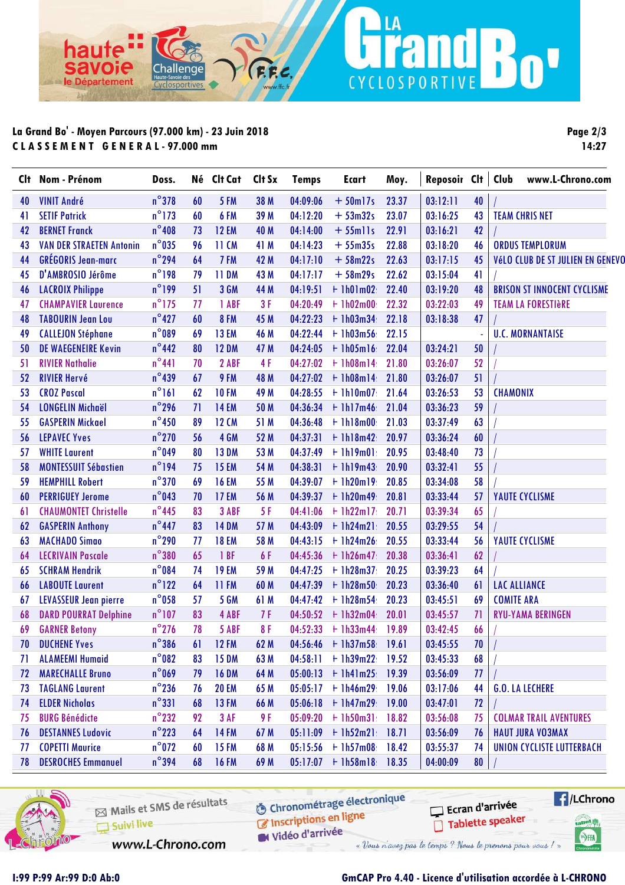La Grand Bo' - Moyen Parcours (97.000 km) - 23 Juin 2018

CLASSEMENT GENERAL - 97.000 mm

14:27

| Clt | Nom - Prénom | Doss. | Né | Clt Cat | Clt Sx | Temps | Ecart | Moy. | Reposoir | Clt | Club www.L-Chrono.com |
|---|---|---|---|---|---|---|---|---|---|---|---|
| 40 | VINIT André | n°378 | 60 | 5 FM | 38 M | 04:09:06 | + 50m17s | 23.37 | 03:12:11 | 40 | / |
| 41 | SETIF Patrick | n°173 | 60 | 6 FM | 39 M | 04:12:20 | + 53m32s | 23.07 | 03:16:25 | 43 | TEAM CHRIS NET |
| 42 | BERNET Franck | n°408 | 73 | 12 EM | 40 M | 04:14:00 | + 55m11s | 22.91 | 03:16:21 | 42 | / |
| 43 | VAN DER STRAETEN Antonin | n°035 | 96 | 11 CM | 41 M | 04:14:23 | + 55m35s | 22.88 | 03:18:20 | 46 | ORDUS TEMPLORUM |
| 44 | GRÉGORIS Jean-marc | n°294 | 64 | 7 FM | 42 M | 04:17:10 | + 58m22s | 22.63 | 03:17:15 | 45 | VéLO CLUB DE ST JULIEN EN GENEVO |
| 45 | D'AMBROSIO Jérôme | n°198 | 79 | 11 DM | 43 M | 04:17:17 | + 58m29s | 22.62 | 03:15:04 | 41 | / |
| 46 | LACROIX Philippe | n°199 | 51 | 3 GM | 44 M | 04:19:51 | + 1h01m02 | 22.40 | 03:19:20 | 48 | BRISON ST INNOCENT CYCLISME |
| 47 | CHAMPAVIER Laurence | n°175 | 77 | 1 ABF | 3 F | 04:20:49 | + 1h02m00 | 22.32 | 03:22:03 | 49 | TEAM LA FORESTIèRE |
| 48 | TABOURIN Jean Lou | n°427 | 60 | 8 FM | 45 M | 04:22:23 | + 1h03m34 | 22.18 | 03:18:38 | 47 | / |
| 49 | CALLEJON Stéphane | n°089 | 69 | 13 EM | 46 M | 04:22:44 | + 1h03m56 | 22.15 | | - | U.C. MORNANTAISE |
| 50 | DE WAEGENEIRE Kevin | n°442 | 80 | 12 DM | 47 M | 04:24:05 | + 1h05m16 | 22.04 | 03:24:21 | 50 | / |
| 51 | RIVIER Nathalie | n°441 | 70 | 2 ABF | 4 F | 04:27:02 | + 1h08m14 | 21.80 | 03:26:07 | 52 | / |
| 52 | RIVIER Hervé | n°439 | 67 | 9 FM | 48 M | 04:27:02 | + 1h08m14 | 21.80 | 03:26:07 | 51 | / |
| 53 | CROZ Pascal | n°161 | 62 | 10 FM | 49 M | 04:28:55 | + 1h10m07 | 21.64 | 03:26:53 | 53 | CHAMONIX |
| 54 | LONGELIN Michaël | n°296 | 71 | 14 EM | 50 M | 04:36:34 | + 1h17m46 | 21.04 | 03:36:23 | 59 | / |
| 55 | GASPERIN Mickael | n°450 | 89 | 12 CM | 51 M | 04:36:48 | + 1h18m00 | 21.03 | 03:37:49 | 63 | / |
| 56 | LEPAVEC Yves | n°270 | 56 | 4 GM | 52 M | 04:37:31 | + 1h18m42 | 20.97 | 03:36:24 | 60 | / |
| 57 | WHITE Laurent | n°049 | 80 | 13 DM | 53 M | 04:37:49 | + 1h19m01 | 20.95 | 03:48:40 | 73 | / |
| 58 | MONTESSUIT Sébastien | n°194 | 75 | 15 EM | 54 M | 04:38:31 | + 1h19m43 | 20.90 | 03:32:41 | 55 | / |
| 59 | HEMPHILL Robert | n°370 | 69 | 16 EM | 55 M | 04:39:07 | + 1h20m19 | 20.85 | 03:34:08 | 58 | / |
| 60 | PERRIGUEY Jerome | n°043 | 70 | 17 EM | 56 M | 04:39:37 | + 1h20m49 | 20.81 | 03:33:44 | 57 | YAUTE CYCLISME |
| 61 | CHAUMONTET Christelle | n°445 | 83 | 3 ABF | 5 F | 04:41:06 | + 1h22m17 | 20.71 | 03:39:34 | 65 | / |
| 62 | GASPERIN Anthony | n°447 | 83 | 14 DM | 57 M | 04:43:09 | + 1h24m21 | 20.55 | 03:29:55 | 54 | / |
| 63 | MACHADO Simao | n°290 | 77 | 18 EM | 58 M | 04:43:15 | + 1h24m26 | 20.55 | 03:33:44 | 56 | YAUTE CYCLISME |
| 64 | LECRIVAIN Pascale | n°380 | 65 | 1 BF | 6 F | 04:45:36 | + 1h26m47 | 20.38 | 03:36:41 | 62 | / |
| 65 | SCHRAM Hendrik | n°084 | 74 | 19 EM | 59 M | 04:47:25 | + 1h28m37 | 20.25 | 03:39:23 | 64 | / |
| 66 | LABOUTE Laurent | n°122 | 64 | 11 FM | 60 M | 04:47:39 | + 1h28m50 | 20.23 | 03:36:40 | 61 | LAC ALLIANCE |
| 67 | LEVASSEUR Jean pierre | n°058 | 57 | 5 GM | 61 M | 04:47:42 | + 1h28m54 | 20.23 | 03:45:51 | 69 | COMITE ARA |
| 68 | DARD POURRAT Delphine | n°107 | 83 | 4 ABF | 7 F | 04:50:52 | + 1h32m04 | 20.01 | 03:45:57 | 71 | RYU-YAMA BERINGEN |
| 69 | GARNER Betony | n°276 | 78 | 5 ABF | 8 F | 04:52:33 | + 1h33m44 | 19.89 | 03:42:45 | 66 | / |
| 70 | DUCHENE Yves | n°386 | 61 | 12 FM | 62 M | 04:56:46 | + 1h37m58 | 19.61 | 03:45:55 | 70 | / |
| 71 | ALAMEEMI Humaid | n°082 | 83 | 15 DM | 63 M | 04:58:11 | + 1h39m22 | 19.52 | 03:45:33 | 68 | / |
| 72 | MARECHALLE Bruno | n°069 | 79 | 16 DM | 64 M | 05:00:13 | + 1h41m25 | 19.39 | 03:56:09 | 77 | / |
| 73 | TAGLANG Laurent | n°236 | 76 | 20 EM | 65 M | 05:05:17 | + 1h46m29 | 19.06 | 03:17:06 | 44 | G.O. LA LECHERE |
| 74 | ELDER Nicholas | n°331 | 68 | 13 FM | 66 M | 05:06:18 | + 1h47m29 | 19.00 | 03:47:01 | 72 | / |
| 75 | BURG Bénédicte | n°232 | 92 | 3 AF | 9 F | 05:09:20 | + 1h50m31 | 18.82 | 03:56:08 | 75 | COLMAR TRAIL AVENTURES |
| 76 | DESTANNES Ludovic | n°223 | 64 | 14 FM | 67 M | 05:11:09 | + 1h52m21 | 18.71 | 03:56:09 | 76 | HAUT JURA VO3MAX |
| 77 | COPETTI Maurice | n°072 | 60 | 15 FM | 68 M | 05:15:56 | + 1h57m08 | 18.42 | 03:55:37 | 74 | UNION CYCLISTE LUTTERBACH |
| 78 | DESROCHES Emmanuel | n°394 | 68 | 16 FM | 69 M | 05:17:07 | + 1h58m18 | 18.35 | 04:00:09 | 80 | / |

I:99 P:99 Ar:99 D:0 Ab:0

GmCAP Pro 4.40 - Licence d'utilisation accordée à L-CHRONO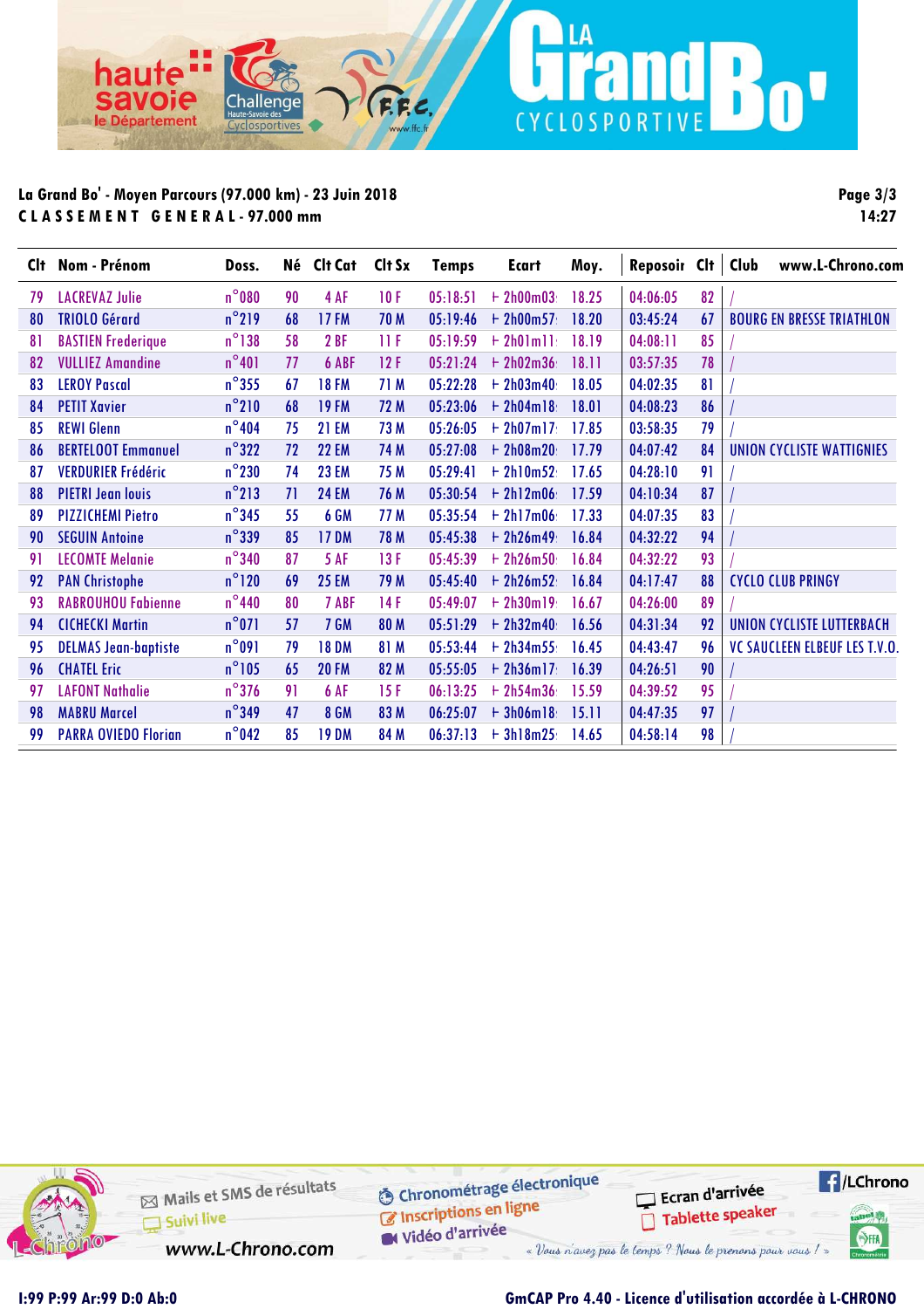La Grand Bo' - Moyen Parcours (97.000 km) - 23 Juin 2018

CLASSEMENT GENERAL - 97.000 mm

14:27

| Clt | Nom - Prénom | Doss. | Né | Clt Cat | Clt Sx | Temps | Ecart | Moy. | Reposoir | Clt | Club www.L-Chrono.com |
|---|---|---|---|---|---|---|---|---|---|---|---|
| 79 | LACREVAZ Julie | n°080 | 90 | 4 AF | 10 F | 05:18:51 | + 2h00m03 | 18.25 | 04:06:05 | 82 | / |
| 80 | TRIOLO Gérard | n°219 | 68 | 17 FM | 70 M | 05:19:46 | + 2h00m57 | 18.20 | 03:45:24 | 67 | BOURG EN BRESSE TRIATHLON |
| 81 | BASTIEN Frederique | n°138 | 58 | 2 BF | 11 F | 05:19:59 | + 2h01m11 | 18.19 | 04:08:11 | 85 | / |
| 82 | VULLIEZ Amandine | n°401 | 77 | 6 ABF | 12 F | 05:21:24 | + 2h02m36 | 18.11 | 03:57:35 | 78 | / |
| 83 | LEROY Pascal | n°355 | 67 | 18 FM | 71 M | 05:22:28 | + 2h03m40 | 18.05 | 04:02:35 | 81 | / |
| 84 | PETIT Xavier | n°210 | 68 | 19 FM | 72 M | 05:23:06 | + 2h04m18 | 18.01 | 04:08:23 | 86 | / |
| 85 | REWI Glenn | n°404 | 75 | 21 EM | 73 M | 05:26:05 | + 2h07m17 | 17.85 | 03:58:35 | 79 | / |
| 86 | BERTELOOT Emmanuel | n°322 | 72 | 22 EM | 74 M | 05:27:08 | + 2h08m20 | 17.79 | 04:07:42 | 84 | UNION CYCLISTE WATTIGNIES |
| 87 | VERDURIER Frédéric | n°230 | 74 | 23 EM | 75 M | 05:29:41 | + 2h10m52 | 17.65 | 04:28:10 | 91 | / |
| 88 | PIETRI Jean louis | n°213 | 71 | 24 EM | 76 M | 05:30:54 | + 2h12m06 | 17.59 | 04:10:34 | 87 | / |
| 89 | PIZZICHEMI Pietro | n°345 | 55 | 6 GM | 77 M | 05:35:54 | + 2h17m06 | 17.33 | 04:07:35 | 83 | / |
| 90 | SEGUIN Antoine | n°339 | 85 | 17 DM | 78 M | 05:45:38 | + 2h26m49 | 16.84 | 04:32:22 | 94 | / |
| 91 | LECOMTE Melanie | n°340 | 87 | 5 AF | 13 F | 05:45:39 | + 2h26m50 | 16.84 | 04:32:22 | 93 | / |
| 92 | PAN Christophe | n°120 | 69 | 25 EM | 79 M | 05:45:40 | + 2h26m52 | 16.84 | 04:17:47 | 88 | CYCLO CLUB PRINGY |
| 93 | RABROUHOU Fabienne | n°440 | 80 | 7 ABF | 14 F | 05:49:07 | + 2h30m19 | 16.67 | 04:26:00 | 89 | / |
| 94 | CICHECKI Martin | n°071 | 57 | 7 GM | 80 M | 05:51:29 | + 2h32m40 | 16.56 | 04:31:34 | 92 | UNION CYCLISTE LUTTERBACH |
| 95 | DELMAS Jean-baptiste | n°091 | 79 | 18 DM | 81 M | 05:53:44 | + 2h34m55 | 16.45 | 04:43:47 | 96 | VC SAUCLEEN ELBEUF LES T.V.O. |
| 96 | CHATEL Eric | n°105 | 65 | 20 FM | 82 M | 05:55:05 | + 2h36m17 | 16.39 | 04:26:51 | 90 | / |
| 97 | LAFONT Nathalie | n°376 | 91 | 6 AF | 15 F | 06:13:25 | + 2h54m36 | 15.59 | 04:39:52 | 95 | / |
| 98 | MABRU Marcel | n°349 | 47 | 8 GM | 83 M | 06:25:07 | + 3h06m18 | 15.11 | 04:47:35 | 97 | / |
| 99 | PARRA OVIEDO Florian | n°042 | 85 | 19 DM | 84 M | 06:37:13 | + 3h18m25 | 14.65 | 04:58:14 | 98 | / |

I:99 P:99 Ar:99 D:0 Ab:0

GmCAP Pro 4.40 - Licence d'utilisation accordée à L-CHRONO